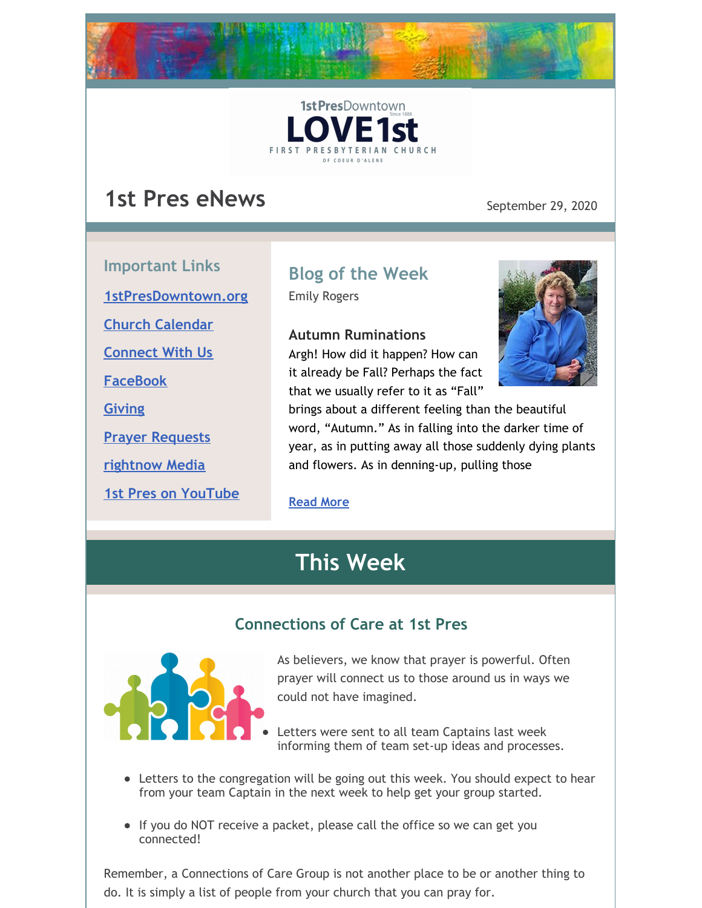1stPresDowntown
Since 1888

LOVE 1st

FIRST PRESBYTERIAN CHURCH
OF COEUR D'ALENE

# 1st Pres eNews

September 29, 2020

## Important Links

[1stPresDowntown.org]

[Church Calendar]

[Connect With Us]

[FaceBook]

[Giving]

[Prayer Requests]

[rightnow Media]

[1st Pres on YouTube]

## Blog of the Week

Emily Rogers

**Autumn Ruminations**

Argh! How did it happen? How can it already be Fall? Perhaps the fact that we usually refer to it as "Fall" brings about a different feeling than the beautiful word, "Autumn." As in falling into the darker time of year, as in putting away all those suddenly dying plants and flowers. As in denning-up, pulling those

[Read More]

# This Week

### Connections of Care at 1st Pres

As believers, we know that prayer is powerful. Often prayer will connect us to those around us in ways we could not have imagined.

- Letters were sent to all team Captains last week informing them of team set-up ideas and processes.
- Letters to the congregation will be going out this week. You should expect to hear from your team Captain in the next week to help get your group started.
- If you do NOT receive a packet, please call the office so we can get you connected!

Remember, a Connections of Care Group is not another place to be or another thing to do. It is simply a list of people from your church that you can pray for.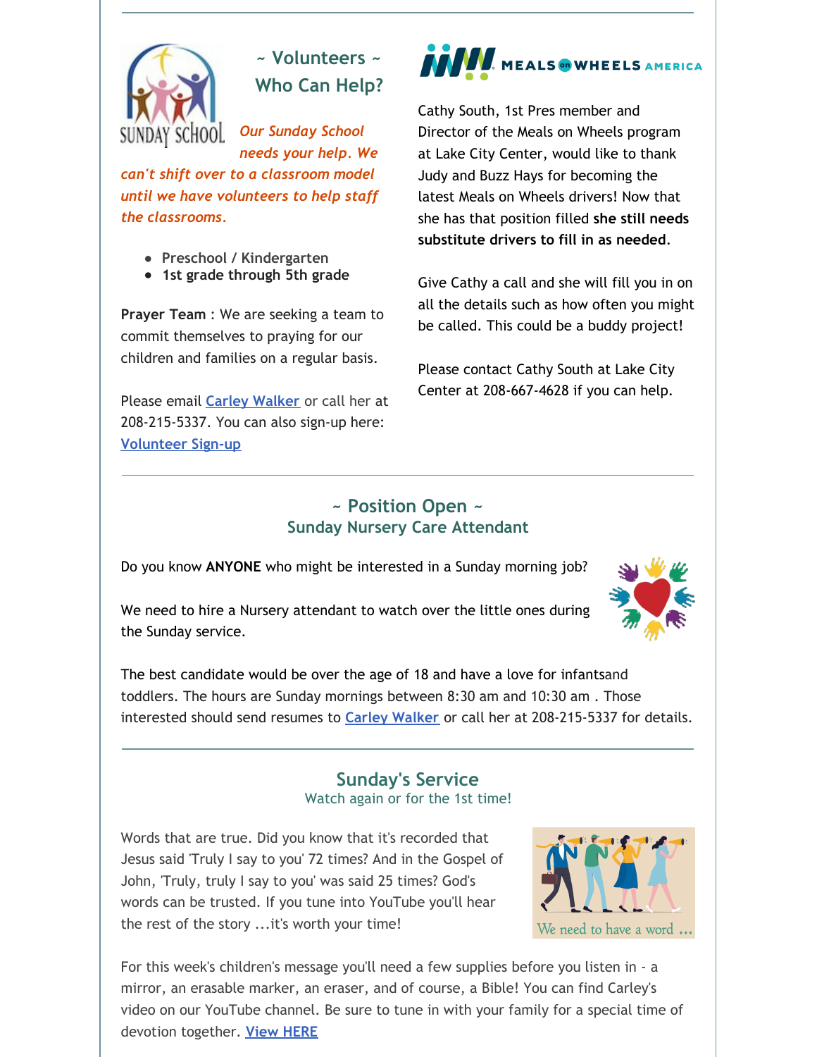## ~ Volunteers ~ Who Can Help?

*Our Sunday School needs your help. We can't shift over to a classroom model until we have volunteers to help staff the classrooms.*

- Preschool / Kindergarten
- 1st grade through 5th grade

**Prayer Team** : We are seeking a team to commit themselves to praying for our children and families on a regular basis.

Please email Carley Walker or call her at 208-215-5337. You can also sign-up here: Volunteer Sign-up

MEALS on WHEELS AMERICA

Cathy South, 1st Pres member and Director of the Meals on Wheels program at Lake City Center, would like to thank Judy and Buzz Hays for becoming the latest Meals on Wheels drivers! Now that she has that position filled **she still needs substitute drivers to fill in as needed**.

Give Cathy a call and she will fill you in on all the details such as how often you might be called. This could be a buddy project!

Please contact Cathy South at Lake City Center at 208-667-4628 if you can help.

## ~ Position Open ~
### Sunday Nursery Care Attendant

Do you know **ANYONE** who might be interested in a Sunday morning job?

We need to hire a Nursery attendant to watch over the little ones during the Sunday service.

The best candidate would be over the age of 18 and have a love for infantsand toddlers. The hours are Sunday mornings between 8:30 am and 10:30 am . Those interested should send resumes to Carley Walker or call her at 208-215-5337 for details.

## Sunday's Service
Watch again or for the 1st time!

Words that are true. Did you know that it's recorded that Jesus said 'Truly I say to you' 72 times? And in the Gospel of John, 'Truly, truly I say to you' was said 25 times? God's words can be trusted. If you tune into YouTube you'll hear the rest of the story ...it's worth your time!

We need to have a word ...

For this week's children's message you'll need a few supplies before you listen in - a mirror, an erasable marker, an eraser, and of course, a Bible! You can find Carley's video on our YouTube channel. Be sure to tune in with your family for a special time of devotion together. View HERE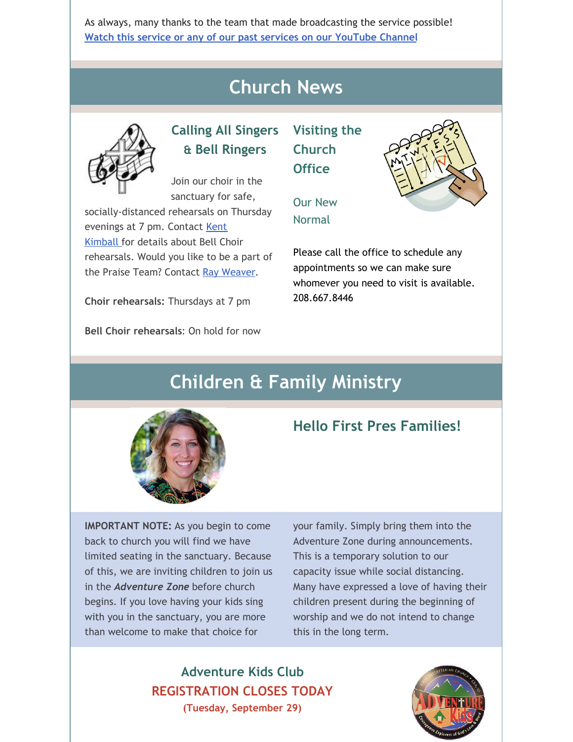As always, many thanks to the team that made broadcasting the service possible!
[Watch this service or any of our past services on our YouTube Channel](#)

# Church News

## Calling All Singers & Bell Ringers

Join our choir in the sanctuary for safe, socially-distanced rehearsals on Thursday evenings at 7 pm. Contact [Kent Kimball](#) for details about Bell Choir rehearsals. Would you like to be a part of the Praise Team? Contact [Ray Weaver](#).

**Choir rehearsals:** Thursdays at 7 pm

**Bell Choir rehearsals**: On hold for now

## Visiting the Church Office

### Our New Normal

Please call the office to schedule any appointments so we can make sure whomever you need to visit is available. 208.667.8446

# Children & Family Ministry

## Hello First Pres Families!

**IMPORTANT NOTE:** As you begin to come back to church you will find we have limited seating in the sanctuary. Because of this, we are inviting children to join us in the ***Adventure Zone*** before church begins. If you love having your kids sing with you in the sanctuary, you are more than welcome to make that choice for your family. Simply bring them into the Adventure Zone during announcements. This is a temporary solution to our capacity issue while social distancing. Many have expressed a love of having their children present during the beginning of worship and we do not intend to change this in the long term.

## Adventure Kids Club

## REGISTRATION CLOSES TODAY

**(Tuesday, September 29)**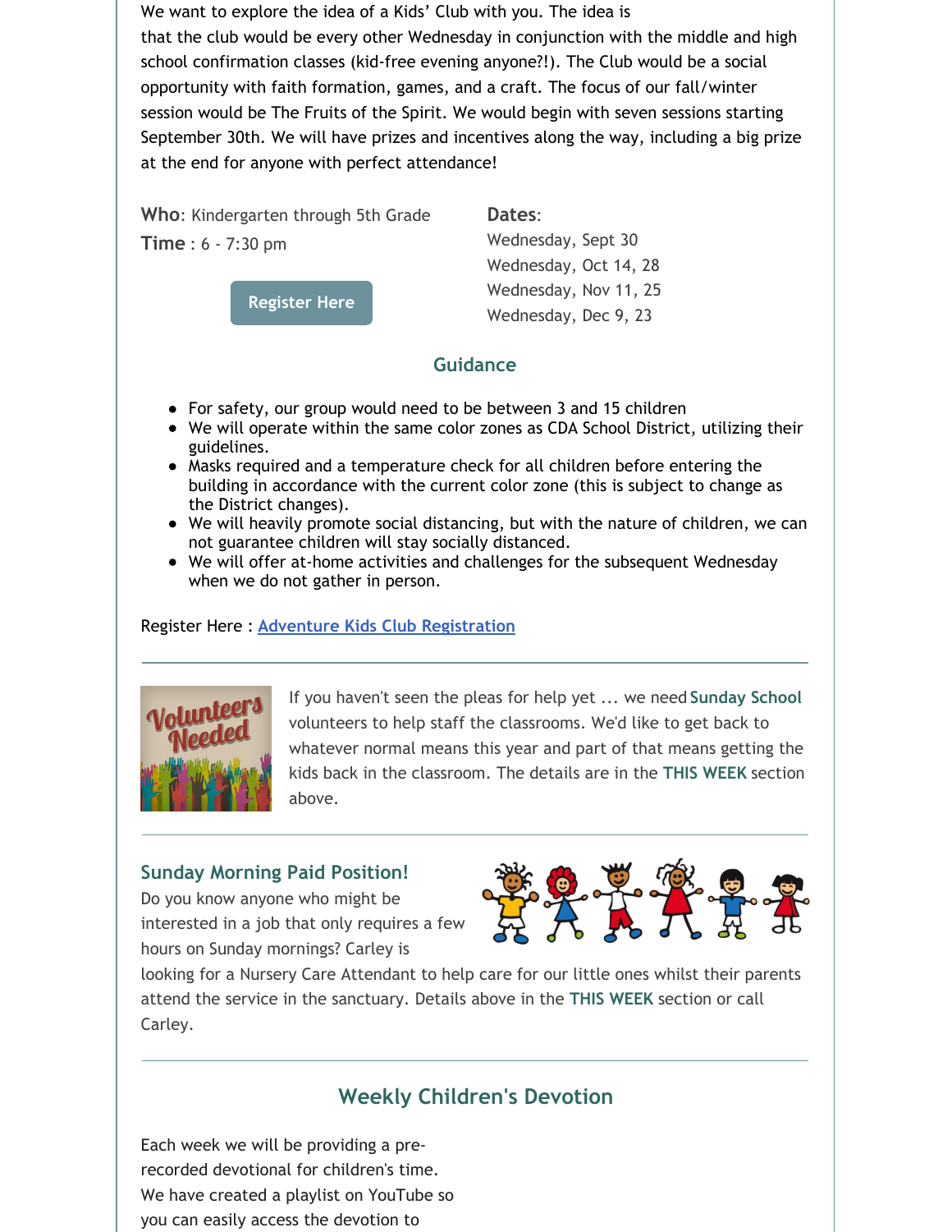We want to explore the idea of a Kids' Club with you. The idea is that the club would be every other Wednesday in conjunction with the middle and high school confirmation classes (kid-free evening anyone?!). The Club would be a social opportunity with faith formation, games, and a craft. The focus of our fall/winter session would be The Fruits of the Spirit. We would begin with seven sessions starting September 30th. We will have prizes and incentives along the way, including a big prize at the end for anyone with perfect attendance!

**Who**: Kindergarten through 5th Grade
**Time** : 6 - 7:30 pm

Register Here

**Dates**:
Wednesday, Sept 30
Wednesday, Oct 14, 28
Wednesday, Nov 11, 25
Wednesday, Dec 9, 23

## Guidance

- For safety, our group would need to be between 3 and 15 children
- We will operate within the same color zones as CDA School District, utilizing their guidelines.
- Masks required and a temperature check for all children before entering the building in accordance with the current color zone (this is subject to change as the District changes).
- We will heavily promote social distancing, but with the nature of children, we can not guarantee children will stay socially distanced.
- We will offer at-home activities and challenges for the subsequent Wednesday when we do not gather in person.

Register Here : [Adventure Kids Club Registration]

---

If you haven't seen the pleas for help yet ... we need **Sunday School** volunteers to help staff the classrooms. We'd like to get back to whatever normal means this year and part of that means getting the kids back in the classroom. The details are in the **THIS WEEK** section above.

---

### Sunday Morning Paid Position!

Do you know anyone who might be interested in a job that only requires a few hours on Sunday mornings? Carley is looking for a Nursery Care Attendant to help care for our little ones whilst their parents attend the service in the sanctuary. Details above in the **THIS WEEK** section or call Carley.

---

## Weekly Children's Devotion

Each week we will be providing a pre-recorded devotional for children's time. We have created a playlist on YouTube so you can easily access the devotion to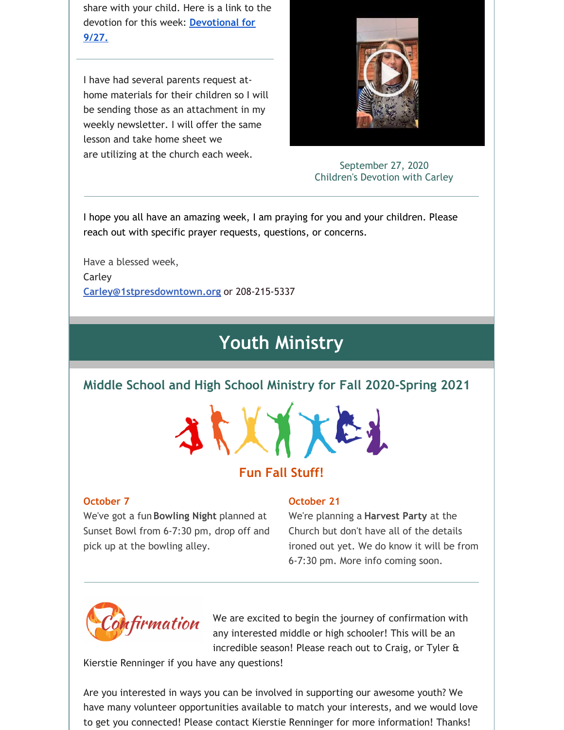share with your child. Here is a link to the devotion for this week: [Devotional for 9/27.]

I have had several parents request at-home materials for their children so I will be sending those as an attachment in my weekly newsletter. I will offer the same lesson and take home sheet we are utilizing at the church each week.

September 27, 2020
Children's Devotion with Carley

I hope you all have an amazing week, I am praying for you and your children. Please reach out with specific prayer requests, questions, or concerns.

Have a blessed week,
Carley
Carley@1stpresdowntown.org or 208-215-5337

# Youth Ministry

## Middle School and High School Ministry for Fall 2020-Spring 2021

### Fun Fall Stuff!

**October 7**
We've got a fun **Bowling Night** planned at Sunset Bowl from 6-7:30 pm, drop off and pick up at the bowling alley.

**October 21**
We're planning a **Harvest Party** at the Church but don't have all of the details ironed out yet. We do know it will be from 6-7:30 pm. More info coming soon.

Confirmation

We are excited to begin the journey of confirmation with any interested middle or high schooler! This will be an incredible season! Please reach out to Craig, or Tyler & Kierstie Renninger if you have any questions!

Are you interested in ways you can be involved in supporting our awesome youth? We have many volunteer opportunities available to match your interests, and we would love to get you connected! Please contact Kierstie Renninger for more information! Thanks!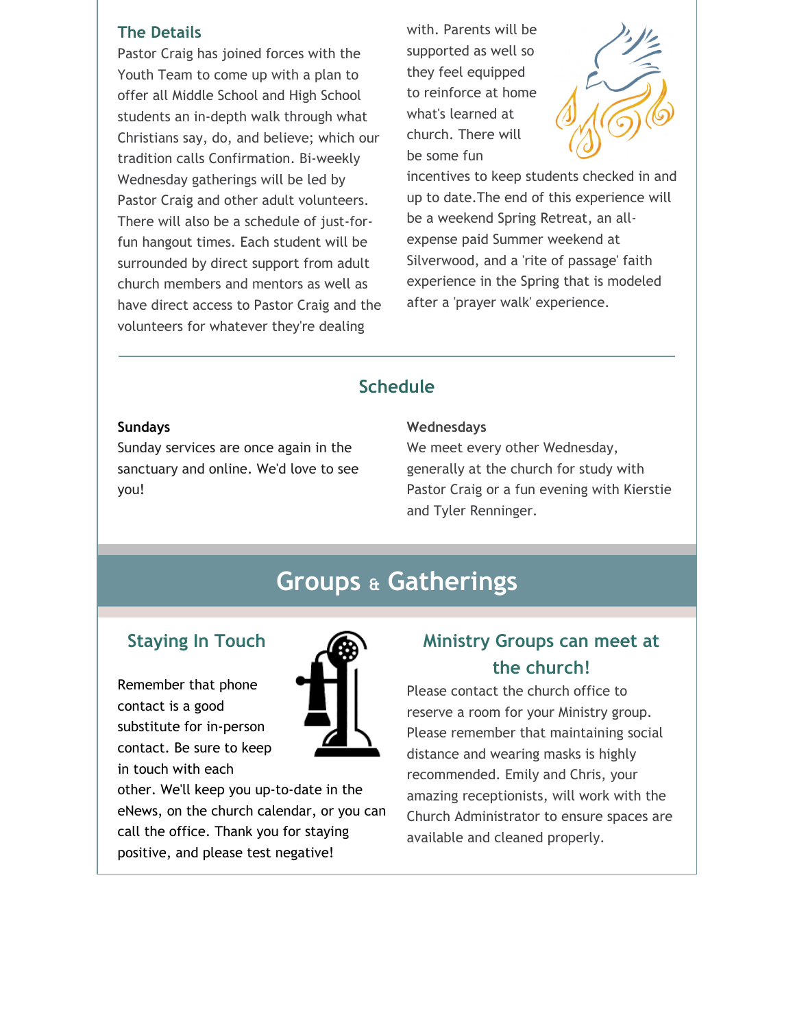### The Details

Pastor Craig has joined forces with the Youth Team to come up with a plan to offer all Middle School and High School students an in-depth walk through what Christians say, do, and believe; which our tradition calls Confirmation. Bi-weekly Wednesday gatherings will be led by Pastor Craig and other adult volunteers. There will also be a schedule of just-for-fun hangout times. Each student will be surrounded by direct support from adult church members and mentors as well as have direct access to Pastor Craig and the volunteers for whatever they're dealing with. Parents will be supported as well so they feel equipped to reinforce at home what's learned at church. There will be some fun incentives to keep students checked in and up to date.The end of this experience will be a weekend Spring Retreat, an all-expense paid Summer weekend at Silverwood, and a 'rite of passage' faith experience in the Spring that is modeled after a 'prayer walk' experience.

---

## Schedule

**Sundays**

Sunday services are once again in the sanctuary and online. We'd love to see you!

**Wednesdays**

We meet every other Wednesday, generally at the church for study with Pastor Craig or a fun evening with Kierstie and Tyler Renninger.

# Groups & Gatherings

### Staying In Touch

Remember that phone contact is a good substitute for in-person contact. Be sure to keep in touch with each other. We'll keep you up-to-date in the eNews, on the church calendar, or you can call the office. Thank you for staying positive, and please test negative!

### Ministry Groups can meet at the church!

Please contact the church office to reserve a room for your Ministry group. Please remember that maintaining social distance and wearing masks is highly recommended. Emily and Chris, your amazing receptionists, will work with the Church Administrator to ensure spaces are available and cleaned properly.